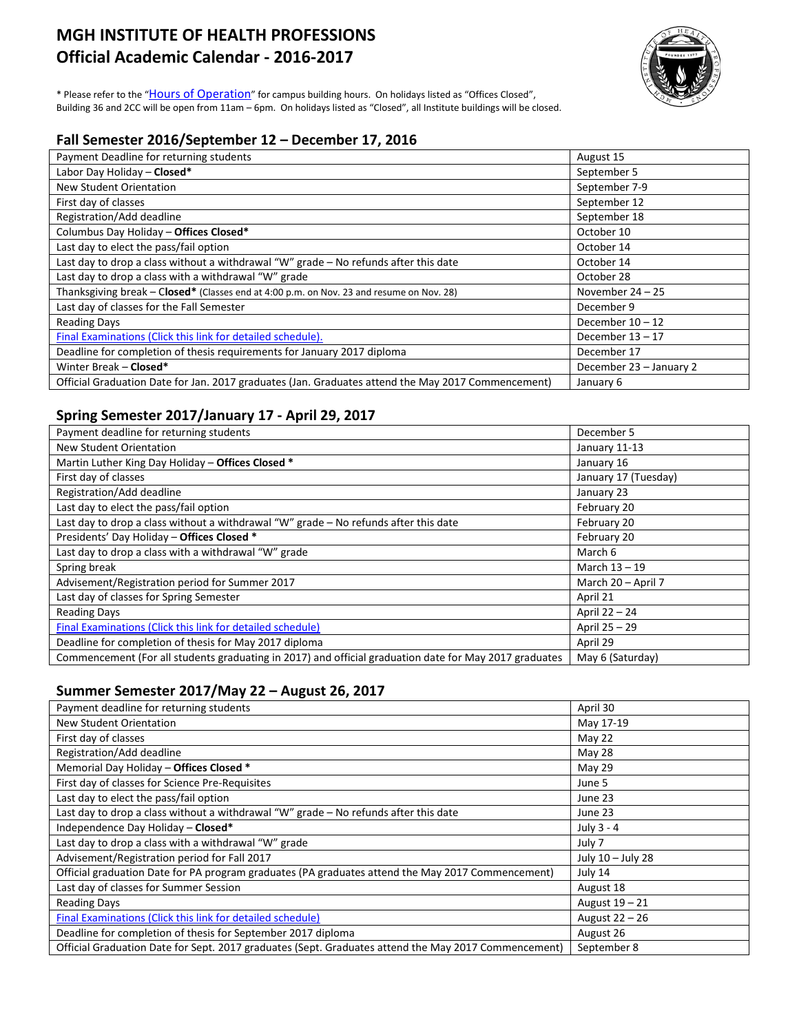# MGH INSTITUTE OF HEALTH PROFESSIONS

# Official Academic Calendar - 2016-2017

* Please refer to the "Hours of Operation" for campus building hours. On holidays listed as "Offices Closed", Building 36 and 2CC will be open from 11am – 6pm. On holidays listed as "Closed", all Institute buildings will be closed.

## Fall Semester 2016/September 12 – December 17, 2016

| Event | Date |
|---|---|
| Payment Deadline for returning students | August 15 |
| Labor Day Holiday – **Closed*** | September 5 |
| New Student Orientation | September 7-9 |
| First day of classes | September 12 |
| Registration/Add deadline | September 18 |
| Columbus Day Holiday – **Offices Closed*** | October 10 |
| Last day to elect the pass/fail option | October 14 |
| Last day to drop a class without a withdrawal "W" grade – No refunds after this date | October 14 |
| Last day to drop a class with a withdrawal "W" grade | October 28 |
| Thanksgiving break – **Closed*** (Classes end at 4:00 p.m. on Nov. 23 and resume on Nov. 28) | November 24 – 25 |
| Last day of classes for the Fall Semester | December 9 |
| Reading Days | December 10 – 12 |
| Final Examinations (Click this link for detailed schedule). | December 13 – 17 |
| Deadline for completion of thesis requirements for January 2017 diploma | December 17 |
| Winter Break – **Closed*** | December 23 – January 2 |
| Official Graduation Date for Jan. 2017 graduates (Jan. Graduates attend the May 2017 Commencement) | January 6 |

## Spring Semester 2017/January 17 - April 29, 2017

| Event | Date |
|---|---|
| Payment deadline for returning students | December 5 |
| New Student Orientation | January 11-13 |
| Martin Luther King Day Holiday – **Offices Closed** * | January 16 |
| First day of classes | January 17 (Tuesday) |
| Registration/Add deadline | January 23 |
| Last day to elect the pass/fail option | February 20 |
| Last day to drop a class without a withdrawal "W" grade – No refunds after this date | February 20 |
| Presidents' Day Holiday – **Offices Closed** * | February 20 |
| Last day to drop a class with a withdrawal "W" grade | March 6 |
| Spring break | March 13 – 19 |
| Advisement/Registration period for Summer 2017 | March 20 – April 7 |
| Last day of classes for Spring Semester | April 21 |
| Reading Days | April 22 – 24 |
| Final Examinations (Click this link for detailed schedule) | April 25 – 29 |
| Deadline for completion of thesis for May 2017 diploma | April 29 |
| Commencement (For all students graduating in 2017) and official graduation date for May 2017 graduates | May 6 (Saturday) |

## Summer Semester 2017/May 22 – August 26, 2017

| Event | Date |
|---|---|
| Payment deadline for returning students | April 30 |
| New Student Orientation | May 17-19 |
| First day of classes | May 22 |
| Registration/Add deadline | May 28 |
| Memorial Day Holiday – **Offices Closed** * | May 29 |
| First day of classes for Science Pre-Requisites | June 5 |
| Last day to elect the pass/fail option | June 23 |
| Last day to drop a class without a withdrawal "W" grade – No refunds after this date | June 23 |
| Independence Day Holiday – **Closed*** | July 3 - 4 |
| Last day to drop a class with a withdrawal "W" grade | July 7 |
| Advisement/Registration period for Fall 2017 | July 10 – July 28 |
| Official graduation Date for PA program graduates (PA graduates attend the May 2017 Commencement) | July 14 |
| Last day of classes for Summer Session | August 18 |
| Reading Days | August 19 – 21 |
| Final Examinations (Click this link for detailed schedule) | August 22 – 26 |
| Deadline for completion of thesis for September 2017 diploma | August 26 |
| Official Graduation Date for Sept. 2017 graduates (Sept. Graduates attend the May 2017 Commencement) | September 8 |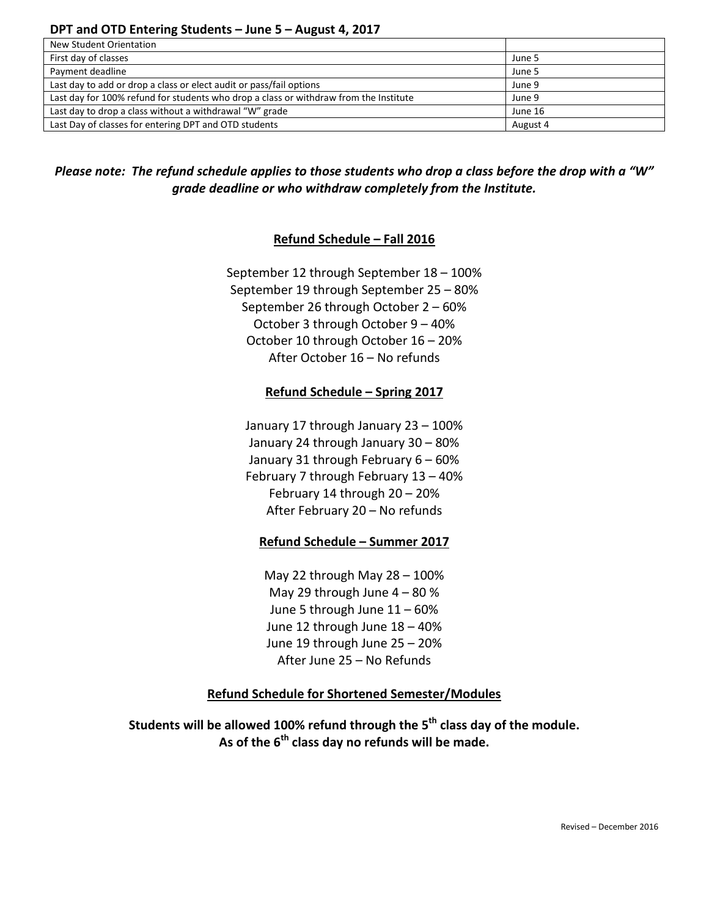**DPT and OTD Entering Students – June 5 – August 4, 2017**

| | |
|---|---|
| New Student Orientation | |
| First day of classes | June 5 |
| Payment deadline | June 5 |
| Last day to add or drop a class or elect audit or pass/fail options | June 9 |
| Last day for 100% refund for students who drop a class or withdraw from the Institute | June 9 |
| Last day to drop a class without a withdrawal "W" grade | June 16 |
| Last Day of classes for entering DPT and OTD students | August 4 |

***Please note: The refund schedule applies to those students who drop a class before the drop with a "W" grade deadline or who withdraw completely from the Institute.***

## Refund Schedule – Fall 2016

September 12 through September 18 – 100%
September 19 through September 25 – 80%
September 26 through October 2 – 60%
October 3 through October 9 – 40%
October 10 through October 16 – 20%
After October 16 – No refunds

## Refund Schedule – Spring 2017

January 17 through January 23 – 100%
January 24 through January 30 – 80%
January 31 through February 6 – 60%
February 7 through February 13 – 40%
February 14 through 20 – 20%
After February 20 – No refunds

## Refund Schedule – Summer 2017

May 22 through May 28 – 100%
May 29 through June 4 – 80 %
June 5 through June 11 – 60%
June 12 through June 18 – 40%
June 19 through June 25 – 20%
After June 25 – No Refunds

## Refund Schedule for Shortened Semester/Modules

**Students will be allowed 100% refund through the 5th class day of the module.**
**As of the 6th class day no refunds will be made.**

Revised – December 2016